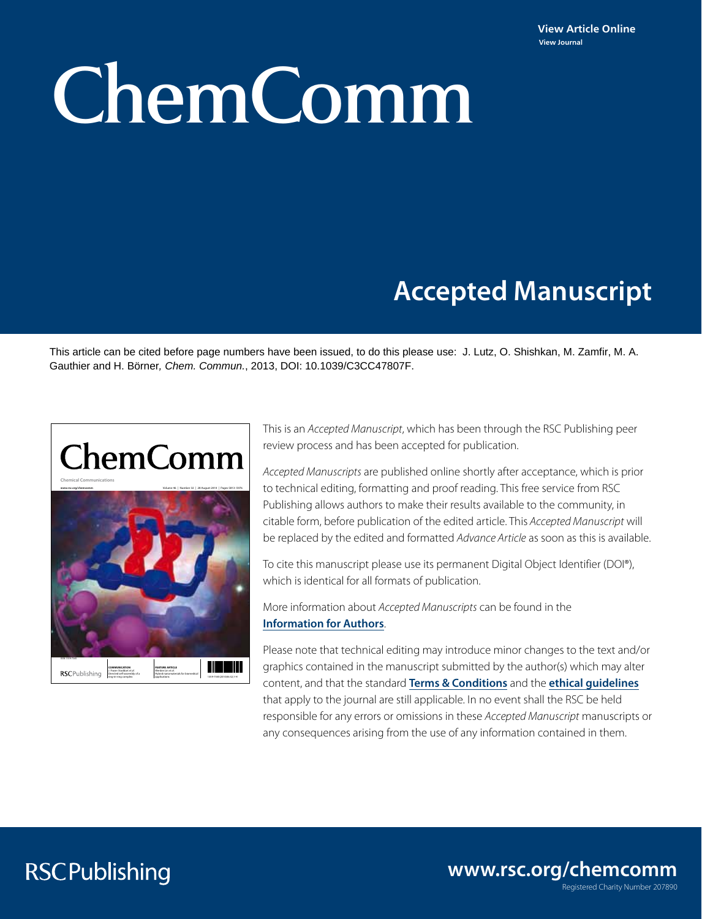View Article Online
View Journal

# ChemComm

## Accepted Manuscript

This article can be cited before page numbers have been issued, to do this please use: J. Lutz, O. Shishkan, M. Zamfir, M. A. Gauthier and H. Börner, *Chem. Commun.*, 2013, DOI: 10.1039/C3CC47807F.

This is an *Accepted Manuscript*, which has been through the RSC Publishing peer review process and has been accepted for publication.

*Accepted Manuscripts* are published online shortly after acceptance, which is prior to technical editing, formatting and proof reading. This free service from RSC Publishing allows authors to make their results available to the community, in citable form, before publication of the edited article. This *Accepted Manuscript* will be replaced by the edited and formatted *Advance Article* as soon as this is available.

To cite this manuscript please use its permanent Digital Object Identifier (DOI®), which is identical for all formats of publication.

More information about *Accepted Manuscripts* can be found in the **Information for Authors**.

Please note that technical editing may introduce minor changes to the text and/or graphics contained in the manuscript submitted by the author(s) which may alter content, and that the standard **Terms & Conditions** and the **ethical guidelines** that apply to the journal are still applicable. In no event shall the RSC be held responsible for any errors or omissions in these *Accepted Manuscript* manuscripts or any consequences arising from the use of any information contained in them.

RSCPublishing

www.rsc.org/chemcomm

Registered Charity Number 207890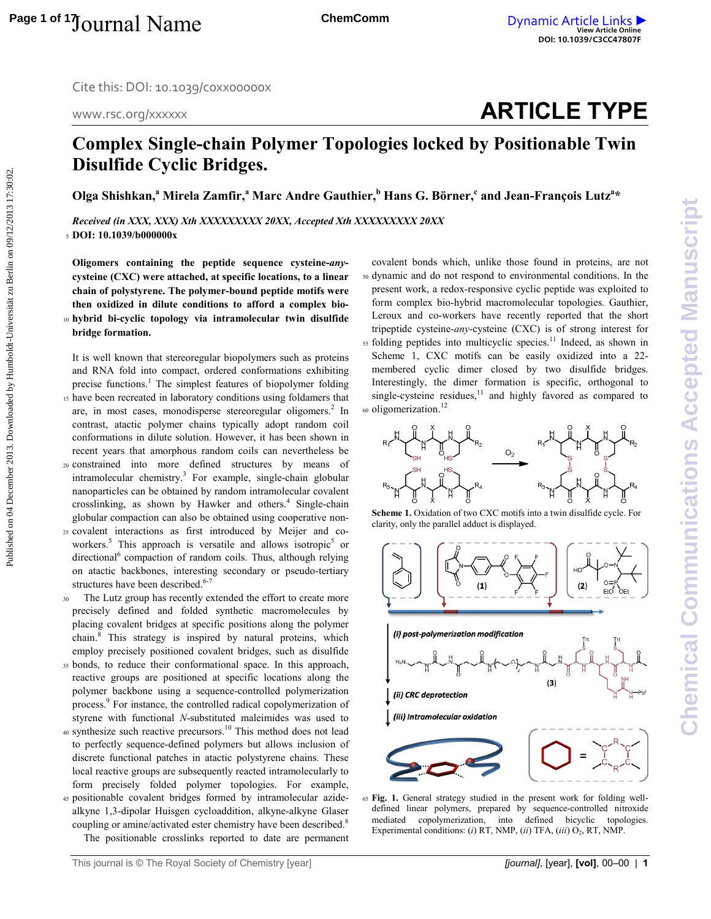# Complex Single-chain Polymer Topologies locked by Positionable Twin Disulfide Cyclic Bridges.

**Olga Shishkan,[a] Mirela Zamfir,[a] Marc Andre Gauthier,[b] Hans G. Börner,[c] and Jean-François Lutz[a]***

*Received (in XXX, XXX) Xth XXXXXXXXX 20XX, Accepted Xth XXXXXXXXX 20XX*

**DOI: 10.1039/b000000x**

**Oligomers containing the peptide sequence cysteine-*any*-cysteine (CXC) were attached, at specific locations, to a linear chain of polystyrene. The polymer-bound peptide motifs were then oxidized in dilute conditions to afford a complex bio-hybrid bi-cyclic topology via intramolecular twin disulfide bridge formation.**

It is well known that stereoregular biopolymers such as proteins and RNA fold into compact, ordered conformations exhibiting precise functions.[1] The simplest features of biopolymer folding have been recreated in laboratory conditions using foldamers that are, in most cases, monodisperse stereoregular oligomers.[2] In contrast, atactic polymer chains typically adopt random coil conformations in dilute solution. However, it has been shown in recent years that amorphous random coils can nevertheless be constrained into more defined structures by means of intramolecular chemistry.[3] For example, single-chain globular nanoparticles can be obtained by random intramolecular covalent crosslinking, as shown by Hawker and others.[4] Single-chain globular compaction can also be obtained using cooperative non-covalent interactions as first introduced by Meijer and co-workers.[5] This approach is versatile and allows isotropic[5] or directional[6] compaction of random coils. Thus, although relying on atactic backbones, interesting secondary or pseudo-tertiary structures have been described.[6-7]

The Lutz group has recently extended the effort to create more precisely defined and folded synthetic macromolecules by placing covalent bridges at specific positions along the polymer chain.[8] This strategy is inspired by natural proteins, which employ precisely positioned covalent bridges, such as disulfide bonds, to reduce their conformational space. In this approach, reactive groups are positioned at specific locations along the polymer backbone using a sequence-controlled polymerization process.[9] For instance, the controlled radical copolymerization of styrene with functional *N*-substituted maleimides was used to synthesize such reactive precursors.[10] This method does not lead to perfectly sequence-defined polymers but allows inclusion of discrete functional patches in atactic polystyrene chains. These local reactive groups are subsequently reacted intramolecularly to form precisely folded polymer topologies. For example, positionable covalent bridges formed by intramolecular azide-alkyne 1,3-dipolar Huisgen cycloaddition, alkyne-alkyne Glaser coupling or amine/activated ester chemistry have been described.[8] The positionable crosslinks reported to date are permanent covalent bonds which, unlike those found in proteins, are not dynamic and do not respond to environmental conditions. In the present work, a redox-responsive cyclic peptide was exploited to form complex bio-hybrid macromolecular topologies. Gauthier, Leroux and co-workers have recently reported that the short tripeptide cysteine-*any*-cysteine (CXC) is of strong interest for folding peptides into multicyclic species.[11] Indeed, as shown in Scheme 1, CXC motifs can be easily oxidized into a 22-membered cyclic dimer closed by two disulfide bridges. Interestingly, the dimer formation is specific, orthogonal to single-cysteine residues,[11] and highly favored as compared to oligomerization.[12]

**Scheme 1.** Oxidation of two CXC motifs into a twin disulfide cycle. For clarity, only the parallel adduct is displayed.

**Fig. 1.** General strategy studied in the present work for folding well-defined linear polymers, prepared by sequence-controlled nitroxide mediated copolymerization, into defined bicyclic topologies. Experimental conditions: (*i*) RT, NMP, (*ii*) TFA, (*iii*) $O_2$, RT, NMP.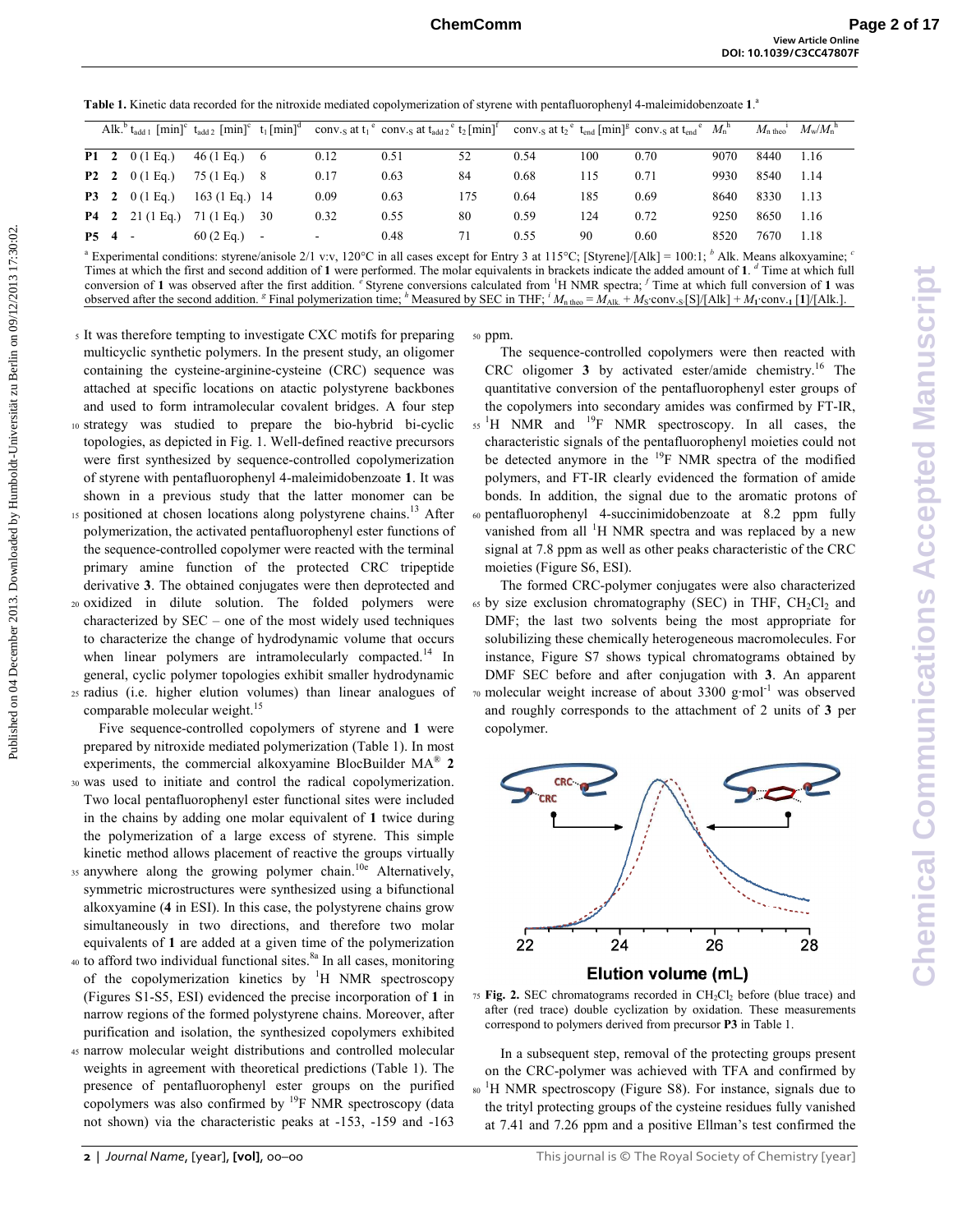**Table 1.** Kinetic data recorded for the nitroxide mediated copolymerization of styrene with pentafluorophenyl 4-maleimidobenzoate **1**.[a]

| | Alk.[b] | $t_{add\,1}$ [min][c] | $t_{add\,2}$ [min][c] | $t_1$ [min][d] | conv.$_S$ at $t_1$ [e] | conv.$_S$ at $t_{add\,2}$ [e] | $t_2$ [min][f] | conv.$_S$ at $t_2$ [e] | $t_{end}$ [min][g] | conv.$_S$ at $t_{end}$ [e] | $M_n$[h] | $M_{n\,theo}$[i] | $M_w/M_n$[h] |
|---|---|---|---|---|---|---|---|---|---|---|---|---|---|
| **P1** | **2** | 0 (1 Eq.) | 46 (1 Eq.) | 6 | 0.12 | 0.51 | 52 | 0.54 | 100 | 0.70 | 9070 | 8440 | 1.16 |
| **P2** | **2** | 0 (1 Eq.) | 75 (1 Eq.) | 8 | 0.17 | 0.63 | 84 | 0.68 | 115 | 0.71 | 9930 | 8540 | 1.14 |
| **P3** | **2** | 0 (1 Eq.) | 163 (1 Eq.) | 14 | 0.09 | 0.63 | 175 | 0.64 | 185 | 0.69 | 8640 | 8330 | 1.13 |
| **P4** | **2** | 21 (1 Eq.) | 71 (1 Eq.) | 30 | 0.32 | 0.55 | 80 | 0.59 | 124 | 0.72 | 9250 | 8650 | 1.16 |
| **P5** | **4** | - | 60 (2 Eq.) | - | - | 0.48 | 71 | 0.55 | 90 | 0.60 | 8520 | 7670 | 1.18 |

[a] Experimental conditions: styrene/anisole 2/1 v:v, 120°C in all cases except for Entry 3 at 115°C; [Styrene]/[Alk] = 100:1; [b] Alk. Means alkoxyamine; [c] Times at which the first and second addition of **1** were performed. The molar equivalents in brackets indicate the added amount of **1**. [d] Time at which full conversion of **1** was observed after the first addition. [e] Styrene conversions calculated from $^1$H NMR spectra; [f] Time at which full conversion of **1** was observed after the second addition. [g] Final polymerization time; [h] Measured by SEC in THF; [i] $M_{n\,theo} = M_{Alk.} + M_S{\cdot}\text{conv.}_S{\cdot}[S]/[Alk] + M_1{\cdot}\text{conv.}_1\,[\mathbf{1}]/[Alk.]$.

It was therefore tempting to investigate CXC motifs for preparing multicyclic synthetic polymers. In the present study, an oligomer containing the cysteine-arginine-cysteine (CRC) sequence was attached at specific locations on atactic polystyrene backbones and used to form intramolecular covalent bridges. A four step strategy was studied to prepare the bio-hybrid bi-cyclic topologies, as depicted in Fig. 1. Well-defined reactive precursors were first synthesized by sequence-controlled copolymerization of styrene with pentafluorophenyl 4-maleimidobenzoate **1**. It was shown in a previous study that the latter monomer can be positioned at chosen locations along polystyrene chains.[13] After polymerization, the activated pentafluorophenyl ester functions of the sequence-controlled copolymer were reacted with the terminal primary amine function of the protected CRC tripeptide derivative **3**. The obtained conjugates were then deprotected and oxidized in dilute solution. The folded polymers were characterized by SEC – one of the most widely used techniques to characterize the change of hydrodynamic volume that occurs when linear polymers are intramolecularly compacted.[14] In general, cyclic polymer topologies exhibit smaller hydrodynamic radius (i.e. higher elution volumes) than linear analogues of comparable molecular weight.[15]

Five sequence-controlled copolymers of styrene and **1** were prepared by nitroxide mediated polymerization (Table 1). In most experiments, the commercial alkoxyamine BlocBuilder MA® **2** was used to initiate and control the radical copolymerization. Two local pentafluorophenyl ester functional sites were included in the chains by adding one molar equivalent of **1** twice during the polymerization of a large excess of styrene. This simple kinetic method allows placement of reactive the groups virtually anywhere along the growing polymer chain.[10e] Alternatively, symmetric microstructures were synthesized using a bifunctional alkoxyamine (**4** in ESI). In this case, the polystyrene chains grow simultaneously in two directions, and therefore two molar equivalents of **1** are added at a given time of the polymerization to afford two individual functional sites.[8a] In all cases, monitoring of the copolymerization kinetics by $^1$H NMR spectroscopy (Figures S1-S5, ESI) evidenced the precise incorporation of **1** in narrow regions of the formed polystyrene chains. Moreover, after purification and isolation, the synthesized copolymers exhibited narrow molecular weight distributions and controlled molecular weights in agreement with theoretical predictions (Table 1). The presence of pentafluorophenyl ester groups on the purified copolymers was also confirmed by $^{19}$F NMR spectroscopy (data not shown) via the characteristic peaks at -153, -159 and -163 ppm.

The sequence-controlled copolymers were then reacted with CRC oligomer **3** by activated ester/amide chemistry.[16] The quantitative conversion of the pentafluorophenyl ester groups of the copolymers into secondary amides was confirmed by FT-IR, $^1$H NMR and $^{19}$F NMR spectroscopy. In all cases, the characteristic signals of the pentafluorophenyl moieties could not be detected anymore in the $^{19}$F NMR spectra of the modified polymers, and FT-IR clearly evidenced the formation of amide bonds. In addition, the signal due to the aromatic protons of pentafluorophenyl 4-succinimidobenzoate at 8.2 ppm fully vanished from all $^1$H NMR spectra and was replaced by a new signal at 7.8 ppm as well as other peaks characteristic of the CRC moieties (Figure S6, ESI).

The formed CRC-polymer conjugates were also characterized by size exclusion chromatography (SEC) in THF, $CH_2Cl_2$ and DMF; the last two solvents being the most appropriate for solubilizing these chemically heterogeneous macromolecules. For instance, Figure S7 shows typical chromatograms obtained by DMF SEC before and after conjugation with **3**. An apparent molecular weight increase of about 3300 g·mol$^{-1}$ was observed and roughly corresponds to the attachment of 2 units of **3** per copolymer.

**Fig. 2.** SEC chromatograms recorded in $CH_2Cl_2$ before (blue trace) and after (red trace) double cyclization by oxidation. These measurements correspond to polymers derived from precursor **P3** in Table 1.

In a subsequent step, removal of the protecting groups present on the CRC-polymer was achieved with TFA and confirmed by $^1$H NMR spectroscopy (Figure S8). For instance, signals due to the trityl protecting groups of the cysteine residues fully vanished at 7.41 and 7.26 ppm and a positive Ellman's test confirmed the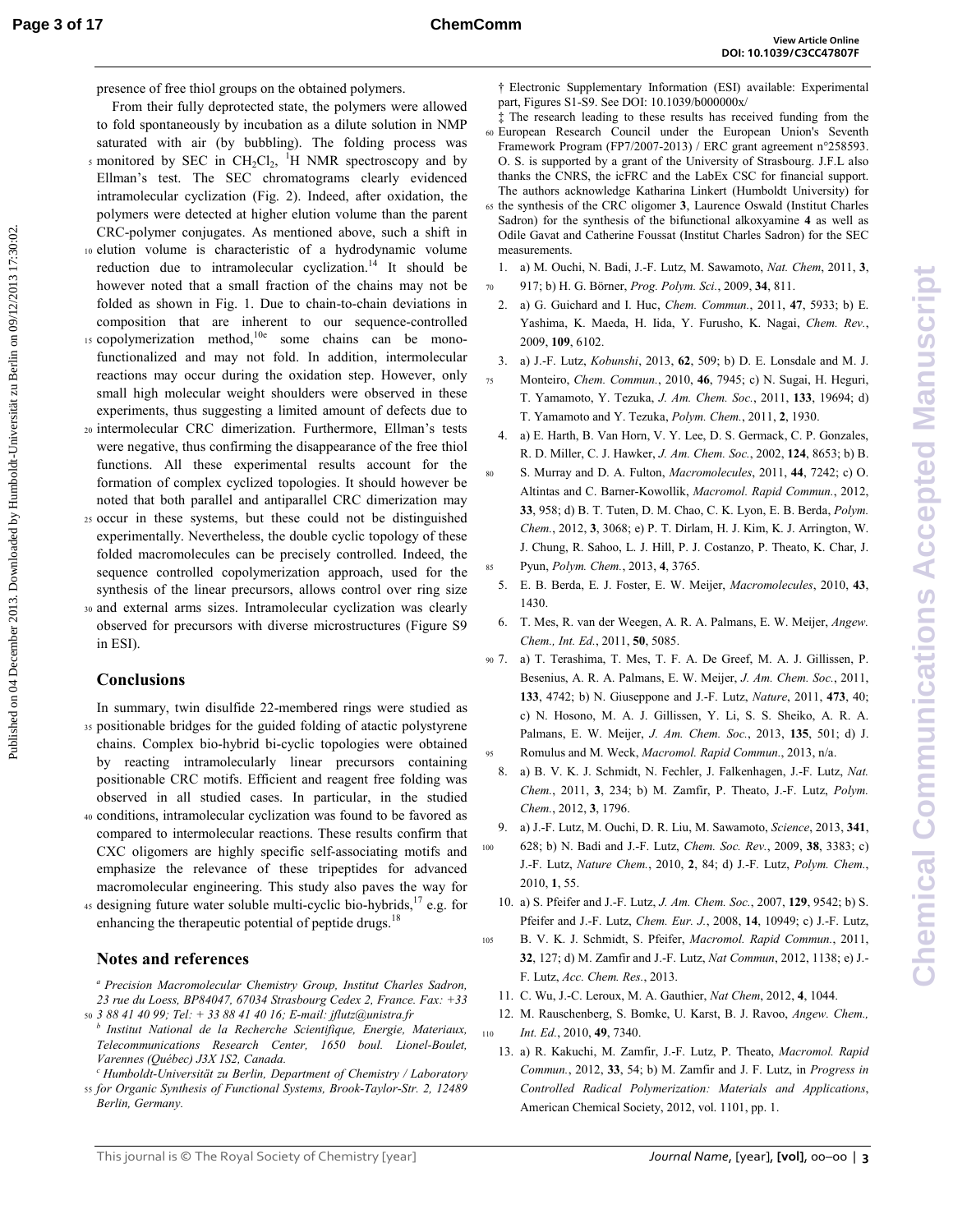presence of free thiol groups on the obtained polymers.

From their fully deprotected state, the polymers were allowed to fold spontaneously by incubation as a dilute solution in NMP saturated with air (by bubbling). The folding process was monitored by SEC in $CH_2Cl_2$, $^1H$ NMR spectroscopy and by Ellman's test. The SEC chromatograms clearly evidenced intramolecular cyclization (Fig. 2). Indeed, after oxidation, the polymers were detected at higher elution volume than the parent CRC-polymer conjugates. As mentioned above, such a shift in elution volume is characteristic of a hydrodynamic volume reduction due to intramolecular cyclization.[14] It should be however noted that a small fraction of the chains may not be folded as shown in Fig. 1. Due to chain-to-chain deviations in composition that are inherent to our sequence-controlled copolymerization method,[10e] some chains can be mono-functionalized and may not fold. In addition, intermolecular reactions may occur during the oxidation step. However, only small high molecular weight shoulders were observed in these experiments, thus suggesting a limited amount of defects due to intermolecular CRC dimerization. Furthermore, Ellman's tests were negative, thus confirming the disappearance of the free thiol functions. All these experimental results account for the formation of complex cyclized topologies. It should however be noted that both parallel and antiparallel CRC dimerization may occur in these systems, but these could not be distinguished experimentally. Nevertheless, the double cyclic topology of these folded macromolecules can be precisely controlled. Indeed, the sequence controlled copolymerization approach, used for the synthesis of the linear precursors, allows control over ring size and external arms sizes. Intramolecular cyclization was clearly observed for precursors with diverse microstructures (Figure S9 in ESI).

## Conclusions

In summary, twin disulfide 22-membered rings were studied as positionable bridges for the guided folding of atactic polystyrene chains. Complex bio-hybrid bi-cyclic topologies were obtained by reacting intramolecularly linear precursors containing positionable CRC motifs. Efficient and reagent free folding was observed in all studied cases. In particular, in the studied conditions, intramolecular cyclization was found to be favored as compared to intermolecular reactions. These results confirm that CXC oligomers are highly specific self-associating motifs and emphasize the relevance of these tripeptides for advanced macromolecular engineering. This study also paves the way for designing future water soluble multi-cyclic bio-hybrids,[17] e.g. for enhancing the therapeutic potential of peptide drugs.[18]

## Notes and references

[a] *Precision Macromolecular Chemistry Group, Institut Charles Sadron, 23 rue du Loess, BP84047, 67034 Strasbourg Cedex 2, France. Fax: +33 3 88 41 40 99; Tel: + 33 88 41 40 16; E-mail: jflutz@unistra.fr*

[b] *Institut National de la Recherche Scientifique, Energie, Materiaux, Telecommunications Research Center, 1650 boul. Lionel-Boulet, Varennes (Québec) J3X 1S2, Canada.*

[c] *Humboldt-Universität zu Berlin, Department of Chemistry / Laboratory for Organic Synthesis of Functional Systems, Brook-Taylor-Str. 2, 12489 Berlin, Germany.*

† Electronic Supplementary Information (ESI) available: Experimental part, Figures S1-S9. See DOI: 10.1039/b000000x/

‡ The research leading to these results has received funding from the European Research Council under the European Union's Seventh Framework Program (FP7/2007-2013) / ERC grant agreement n°258593. O. S. is supported by a grant of the University of Strasbourg. J.F.L also thanks the CNRS, the icFRC and the LabEx CSC for financial support. The authors acknowledge Katharina Linkert (Humboldt University) for the synthesis of the CRC oligomer **3**, Laurence Oswald (Institut Charles Sadron) for the synthesis of the bifunctional alkoxyamine **4** as well as Odile Gavat and Catherine Foussat (Institut Charles Sadron) for the SEC measurements.

1. a) M. Ouchi, N. Badi, J.-F. Lutz, M. Sawamoto, *Nat. Chem*, 2011, **3**, 917; b) H. G. Börner, *Prog. Polym. Sci.*, 2009, **34**, 811.
2. a) G. Guichard and I. Huc, *Chem. Commun.*, 2011, **47**, 5933; b) E. Yashima, K. Maeda, H. Iida, Y. Furusho, K. Nagai, *Chem. Rev.*, 2009, **109**, 6102.
3. a) J.-F. Lutz, *Kobunshi*, 2013, **62**, 509; b) D. E. Lonsdale and M. J. Monteiro, *Chem. Commun.*, 2010, **46**, 7945; c) N. Sugai, H. Heguri, T. Yamamoto, Y. Tezuka, *J. Am. Chem. Soc.*, 2011, **133**, 19694; d) T. Yamamoto and Y. Tezuka, *Polym. Chem.*, 2011, **2**, 1930.
4. a) E. Harth, B. Van Horn, V. Y. Lee, D. S. Germack, C. P. Gonzales, R. D. Miller, C. J. Hawker, *J. Am. Chem. Soc.*, 2002, **124**, 8653; b) B. S. Murray and D. A. Fulton, *Macromolecules*, 2011, **44**, 7242; c) O. Altintas and C. Barner-Kowollik, *Macromol. Rapid Commun.*, 2012, **33**, 958; d) B. T. Tuten, D. M. Chao, C. K. Lyon, E. B. Berda, *Polym. Chem.*, 2012, **3**, 3068; e) P. T. Dirlam, H. J. Kim, K. J. Arrington, W. J. Chung, R. Sahoo, L. J. Hill, P. J. Costanzo, P. Theato, K. Char, J. Pyun, *Polym. Chem.*, 2013, **4**, 3765.
5. E. B. Berda, E. J. Foster, E. W. Meijer, *Macromolecules*, 2010, **43**, 1430.
6. T. Mes, R. van der Weegen, A. R. A. Palmans, E. W. Meijer, *Angew. Chem., Int. Ed.*, 2011, **50**, 5085.
7. a) T. Terashima, T. Mes, T. F. A. De Greef, M. A. J. Gillissen, P. Besenius, A. R. A. Palmans, E. W. Meijer, *J. Am. Chem. Soc.*, 2011, **133**, 4742; b) N. Giuseppone and J.-F. Lutz, *Nature*, 2011, **473**, 40; c) N. Hosono, M. A. J. Gillissen, Y. Li, S. S. Sheiko, A. R. A. Palmans, E. W. Meijer, *J. Am. Chem. Soc.*, 2013, **135**, 501; d) J. Romulus and M. Weck, *Macromol. Rapid Commun.*, 2013, n/a.
8. a) B. V. K. J. Schmidt, N. Fechler, J. Falkenhagen, J.-F. Lutz, *Nat. Chem.*, 2011, **3**, 234; b) M. Zamfir, P. Theato, J.-F. Lutz, *Polym. Chem.*, 2012, **3**, 1796.
9. a) J.-F. Lutz, M. Ouchi, D. R. Liu, M. Sawamoto, *Science*, 2013, **341**, 628; b) N. Badi and J.-F. Lutz, *Chem. Soc. Rev.*, 2009, **38**, 3383; c) J.-F. Lutz, *Nature Chem.*, 2010, **2**, 84; d) J.-F. Lutz, *Polym. Chem.*, 2010, **1**, 55.
10. a) S. Pfeifer and J.-F. Lutz, *J. Am. Chem. Soc.*, 2007, **129**, 9542; b) S. Pfeifer and J.-F. Lutz, *Chem. Eur. J.*, 2008, **14**, 10949; c) J.-F. Lutz, B. V. K. J. Schmidt, S. Pfeifer, *Macromol. Rapid Commun.*, 2011, **32**, 127; d) M. Zamfir and J.-F. Lutz, *Nat Commun*, 2012, 1138; e) J.-F. Lutz, *Acc. Chem. Res.*, 2013.
11. C. Wu, J.-C. Leroux, M. A. Gauthier, *Nat Chem*, 2012, **4**, 1044.
12. M. Rauschenberg, S. Bomke, U. Karst, B. J. Ravoo, *Angew. Chem., Int. Ed.*, 2010, **49**, 7340.
13. a) R. Kakuchi, M. Zamfir, J.-F. Lutz, P. Theato, *Macromol. Rapid Commun.*, 2012, **33**, 54; b) M. Zamfir and J. F. Lutz, in *Progress in Controlled Radical Polymerization: Materials and Applications*, American Chemical Society, 2012, vol. 1101, pp. 1.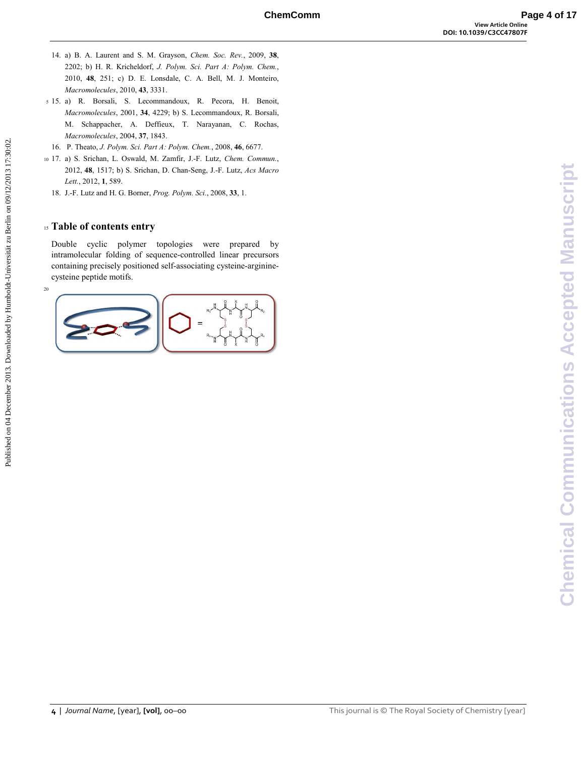14. a) B. A. Laurent and S. M. Grayson, *Chem. Soc. Rev.*, 2009, **38**, 2202; b) H. R. Kricheldorf, *J. Polym. Sci. Part A: Polym. Chem.*, 2010, **48**, 251; c) D. E. Lonsdale, C. A. Bell, M. J. Monteiro, *Macromolecules*, 2010, **43**, 3331.
15. a) R. Borsali, S. Lecommandoux, R. Pecora, H. Benoit, *Macromolecules*, 2001, **34**, 4229; b) S. Lecommandoux, R. Borsali, M. Schappacher, A. Deffieux, T. Narayanan, C. Rochas, *Macromolecules*, 2004, **37**, 1843.
16. P. Theato, *J. Polym. Sci. Part A: Polym. Chem.*, 2008, **46**, 6677.
17. a) S. Srichan, L. Oswald, M. Zamfir, J.-F. Lutz, *Chem. Commun.*, 2012, **48**, 1517; b) S. Srichan, D. Chan-Seng, J.-F. Lutz, *Acs Macro Lett.*, 2012, **1**, 589.
18. J.-F. Lutz and H. G. Borner, *Prog. Polym. Sci.*, 2008, **33**, 1.

## Table of contents entry

Double cyclic polymer topologies were prepared by intramolecular folding of sequence-controlled linear precursors containing precisely positioned self-associating cysteine-arginine-cysteine peptide motifs.